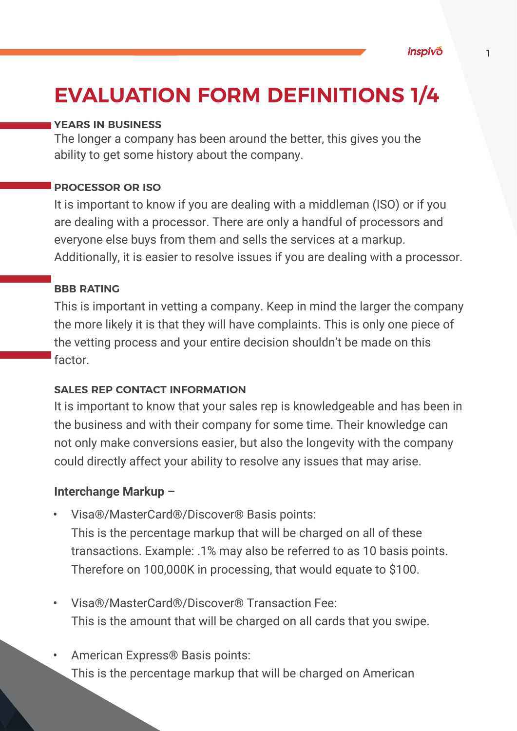# EVALUATION FORM DEFINITIONS 1/4

### YEARS IN BUSINESS

The longer a company has been around the better, this gives you the ability to get some history about the company.

### PROCESSOR OR ISO

It is important to know if you are dealing with a middleman (ISO) or if you are dealing with a processor. There are only a handful of processors and everyone else buys from them and sells the services at a markup. Additionally, it is easier to resolve issues if you are dealing with a processor.

### BBB RATING

This is important in vetting a company. Keep in mind the larger the company the more likely it is that they will have complaints. This is only one piece of the vetting process and your entire decision shouldn't be made on this factor.

### SALES REP CONTACT INFORMATION

It is important to know that your sales rep is knowledgeable and has been in the business and with their company for some time. Their knowledge can not only make conversions easier, but also the longevity with the company could directly affect your ability to resolve any issues that may arise.

**Interchange Markup –**

- Visa®/MasterCard®/Discover® Basis points:
  This is the percentage markup that will be charged on all of these transactions. Example: .1% may also be referred to as 10 basis points. Therefore on 100,000K in processing, that would equate to $100.

- Visa®/MasterCard®/Discover® Transaction Fee:
  This is the amount that will be charged on all cards that you swipe.

- American Express® Basis points:
  This is the percentage markup that will be charged on American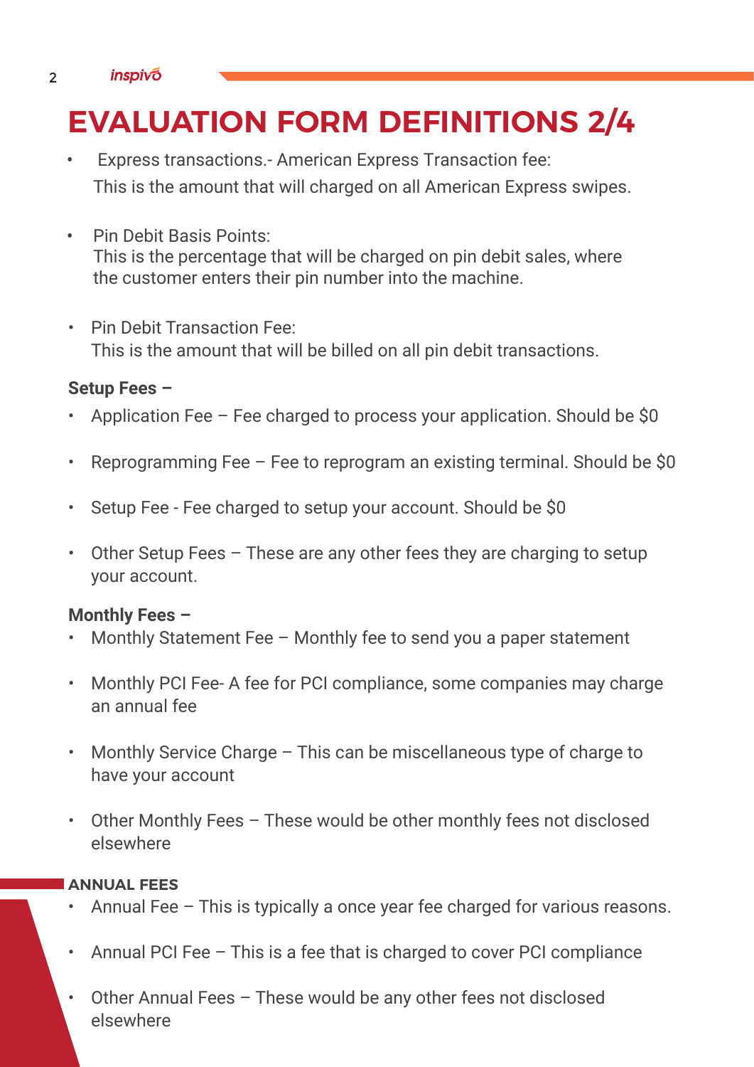# EVALUATION FORM DEFINITIONS 2/4

- Express transactions.- American Express Transaction fee:
  This is the amount that will charged on all American Express swipes.

- Pin Debit Basis Points:
  This is the percentage that will be charged on pin debit sales, where the customer enters their pin number into the machine.

- Pin Debit Transaction Fee:
  This is the amount that will be billed on all pin debit transactions.

**Setup Fees –**

- Application Fee – Fee charged to process your application. Should be $0
- Reprogramming Fee – Fee to reprogram an existing terminal. Should be $0
- Setup Fee - Fee charged to setup your account. Should be $0
- Other Setup Fees – These are any other fees they are charging to setup your account.

**Monthly Fees –**

- Monthly Statement Fee – Monthly fee to send you a paper statement
- Monthly PCI Fee- A fee for PCI compliance, some companies may charge an annual fee
- Monthly Service Charge – This can be miscellaneous type of charge to have your account
- Other Monthly Fees – These would be other monthly fees not disclosed elsewhere

**ANNUAL FEES**

- Annual Fee – This is typically a once year fee charged for various reasons.
- Annual PCI Fee – This is a fee that is charged to cover PCI compliance
- Other Annual Fees – These would be any other fees not disclosed elsewhere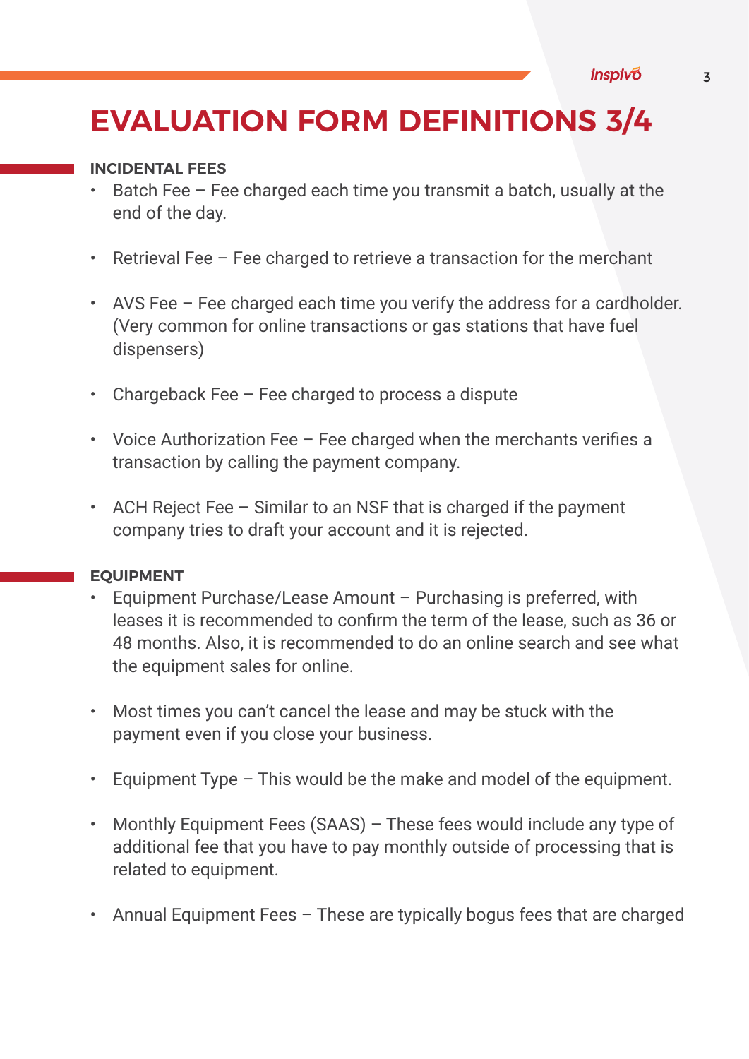# EVALUATION FORM DEFINITIONS 3/4

## INCIDENTAL FEES

- Batch Fee – Fee charged each time you transmit a batch, usually at the end of the day.
- Retrieval Fee – Fee charged to retrieve a transaction for the merchant
- AVS Fee – Fee charged each time you verify the address for a cardholder. (Very common for online transactions or gas stations that have fuel dispensers)
- Chargeback Fee – Fee charged to process a dispute
- Voice Authorization Fee – Fee charged when the merchants verifies a transaction by calling the payment company.
- ACH Reject Fee – Similar to an NSF that is charged if the payment company tries to draft your account and it is rejected.

## EQUIPMENT

- Equipment Purchase/Lease Amount – Purchasing is preferred, with leases it is recommended to confirm the term of the lease, such as 36 or 48 months. Also, it is recommended to do an online search and see what the equipment sales for online.
- Most times you can't cancel the lease and may be stuck with the payment even if you close your business.
- Equipment Type – This would be the make and model of the equipment.
- Monthly Equipment Fees (SAAS) – These fees would include any type of additional fee that you have to pay monthly outside of processing that is related to equipment.
- Annual Equipment Fees – These are typically bogus fees that are charged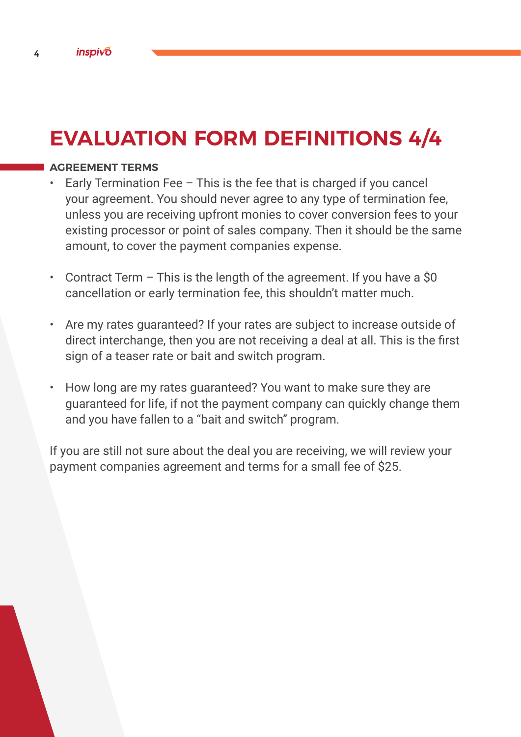# EVALUATION FORM DEFINITIONS 4/4

### AGREEMENT TERMS

- Early Termination Fee – This is the fee that is charged if you cancel your agreement. You should never agree to any type of termination fee, unless you are receiving upfront monies to cover conversion fees to your existing processor or point of sales company. Then it should be the same amount, to cover the payment companies expense.

- Contract Term – This is the length of the agreement. If you have a $0 cancellation or early termination fee, this shouldn't matter much.

- Are my rates guaranteed? If your rates are subject to increase outside of direct interchange, then you are not receiving a deal at all. This is the first sign of a teaser rate or bait and switch program.

- How long are my rates guaranteed? You want to make sure they are guaranteed for life, if not the payment company can quickly change them and you have fallen to a "bait and switch" program.

If you are still not sure about the deal you are receiving, we will review your payment companies agreement and terms for a small fee of $25.